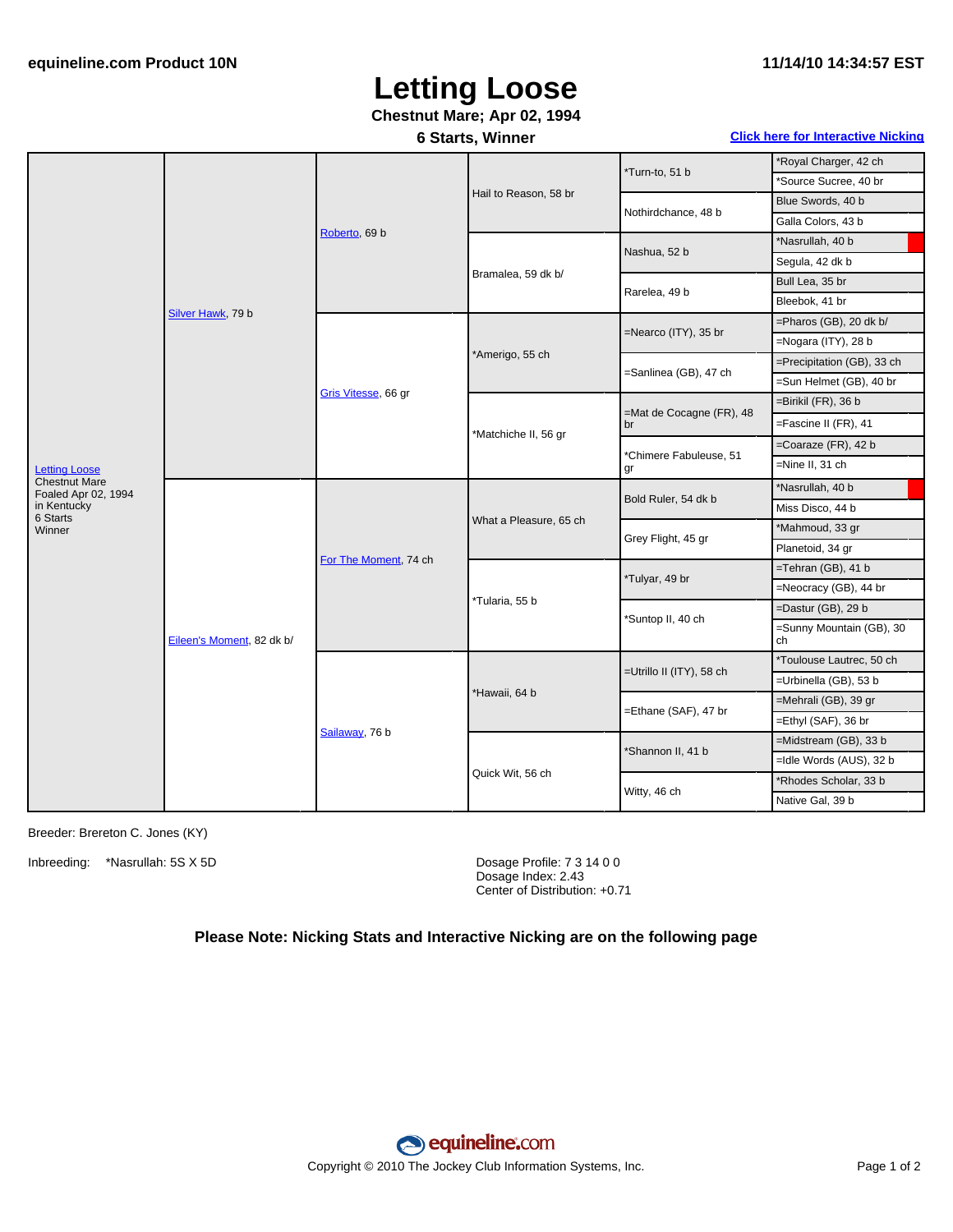# Letting Loose

**Chestnut Mare; Apr 02, 1994**

**6 Starts, Winner**

[Click here for Interactive Nicking]

| Horse | Parents | Grandparents | Great-Grandparents | 4th Generation | 5th Generation |
|---|---|---|---|---|---|
| Letting Loose<br>Chestnut Mare<br>Foaled Apr 02, 1994<br>in Kentucky<br>6 Starts<br>Winner | Silver Hawk, 79 b | Roberto, 69 b | Hail to Reason, 58 br | *Turn-to, 51 b | *Royal Charger, 42 ch |
| | | | | | *Source Sucree, 40 br |
| | | | | Nothirdchance, 48 b | Blue Swords, 40 b |
| | | | | | Galla Colors, 43 b |
| | | | Bramalea, 59 dk b/ | Nashua, 52 b | *Nasrullah, 40 b |
| | | | | | Segula, 42 dk b |
| | | | | Rarelea, 49 b | Bull Lea, 35 br |
| | | | | | Bleebok, 41 br |
| | | Gris Vitesse, 66 gr | *Amerigo, 55 ch | =Nearco (ITY), 35 br | =Pharos (GB), 20 dk b/ |
| | | | | | =Nogara (ITY), 28 b |
| | | | | =Sanlinea (GB), 47 ch | =Precipitation (GB), 33 ch |
| | | | | | =Sun Helmet (GB), 40 br |
| | | | *Matchiche II, 56 gr | =Mat de Cocagne (FR), 48 br | =Birikil (FR), 36 b |
| | | | | | =Fascine II (FR), 41 |
| | | | | *Chimere Fabuleuse, 51 gr | =Coaraze (FR), 42 b |
| | | | | | =Nine II, 31 ch |
| | Eileen's Moment, 82 dk b/ | For The Moment, 74 ch | What a Pleasure, 65 ch | Bold Ruler, 54 dk b | *Nasrullah, 40 b |
| | | | | | Miss Disco, 44 b |
| | | | | Grey Flight, 45 gr | *Mahmoud, 33 gr |
| | | | | | Planetoid, 34 gr |
| | | | *Tularia, 55 b | *Tulyar, 49 br | =Tehran (GB), 41 b |
| | | | | | =Neocracy (GB), 44 br |
| | | | | *Suntop II, 40 ch | =Dastur (GB), 29 b |
| | | | | | =Sunny Mountain (GB), 30 ch |
| | | Sailaway, 76 b | *Hawaii, 64 b | =Utrillo II (ITY), 58 ch | *Toulouse Lautrec, 50 ch |
| | | | | | =Urbinella (GB), 53 b |
| | | | | =Ethane (SAF), 47 br | =Mehrali (GB), 39 gr |
| | | | | | =Ethyl (SAF), 36 br |
| | | | Quick Wit, 56 ch | *Shannon II, 41 b | =Midstream (GB), 33 b |
| | | | | | =Idle Words (AUS), 32 b |
| | | | | Witty, 46 ch | *Rhodes Scholar, 33 b |
| | | | | | Native Gal, 39 b |

Breeder: Brereton C. Jones (KY)

Inbreeding: *Nasrullah: 5S X 5D

Dosage Profile: 7 3 14 0 0
Dosage Index: 2.43
Center of Distribution: +0.71

**Please Note: Nicking Stats and Interactive Nicking are on the following page**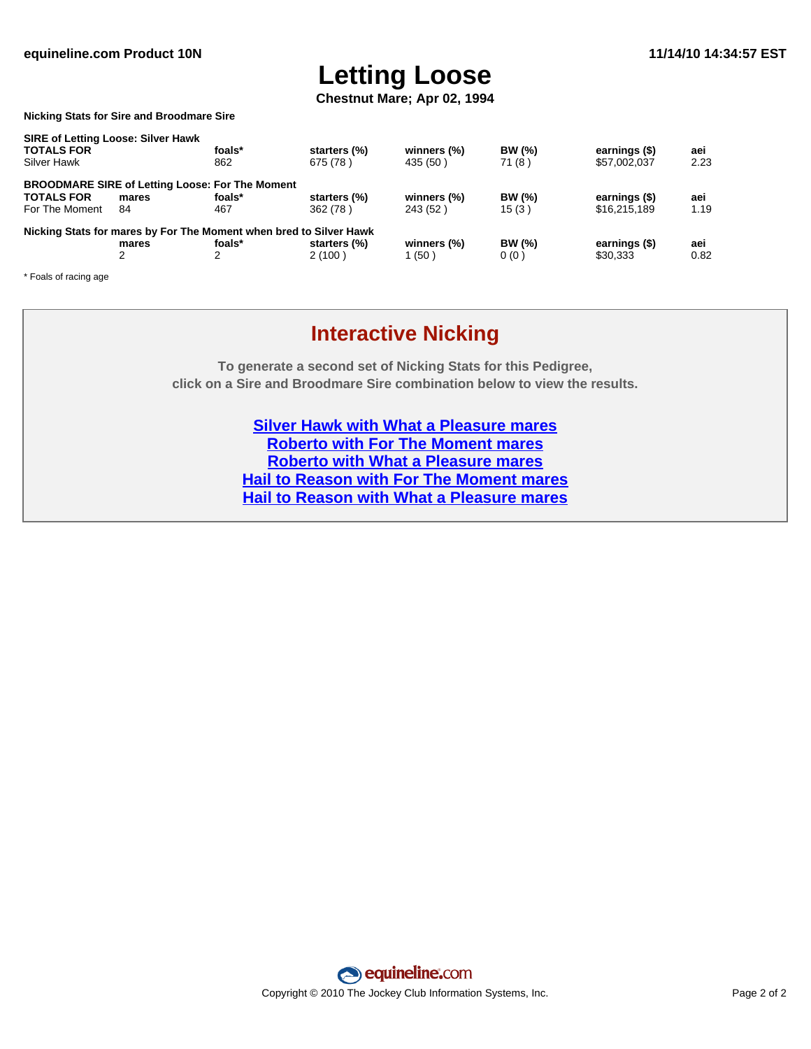# Letting Loose

**Chestnut Mare; Apr 02, 1994**

**Nicking Stats for Sire and Broodmare Sire**

**SIRE of Letting Loose: Silver Hawk**

| TOTALS FOR | | foals* | starters (%) | winners (%) | BW (%) | earnings ($) | aei |
|---|---|---|---|---|---|---|---|
| Silver Hawk | | 862 | 675 (78 ) | 435 (50 ) | 71 (8 ) | $57,002,037 | 2.23 |

**BROODMARE SIRE of Letting Loose: For The Moment**

| TOTALS FOR | mares | foals* | starters (%) | winners (%) | BW (%) | earnings ($) | aei |
|---|---|---|---|---|---|---|---|
| For The Moment | 84 | 467 | 362 (78 ) | 243 (52 ) | 15 (3 ) | $16,215,189 | 1.19 |

**Nicking Stats for mares by For The Moment when bred to Silver Hawk**

| | mares | foals* | starters (%) | winners (%) | BW (%) | earnings ($) | aei |
|---|---|---|---|---|---|---|---|
| | 2 | 2 | 2 (100 ) | 1 (50 ) | 0 (0 ) | $30,333 | 0.82 |

\* Foals of racing age

## Interactive Nicking

**To generate a second set of Nicking Stats for this Pedigree, click on a Sire and Broodmare Sire combination below to view the results.**

**Silver Hawk with What a Pleasure mares**
**Roberto with For The Moment mares**
**Roberto with What a Pleasure mares**
**Hail to Reason with For The Moment mares**
**Hail to Reason with What a Pleasure mares**

equineline.com

Copyright © 2010 The Jockey Club Information Systems, Inc.